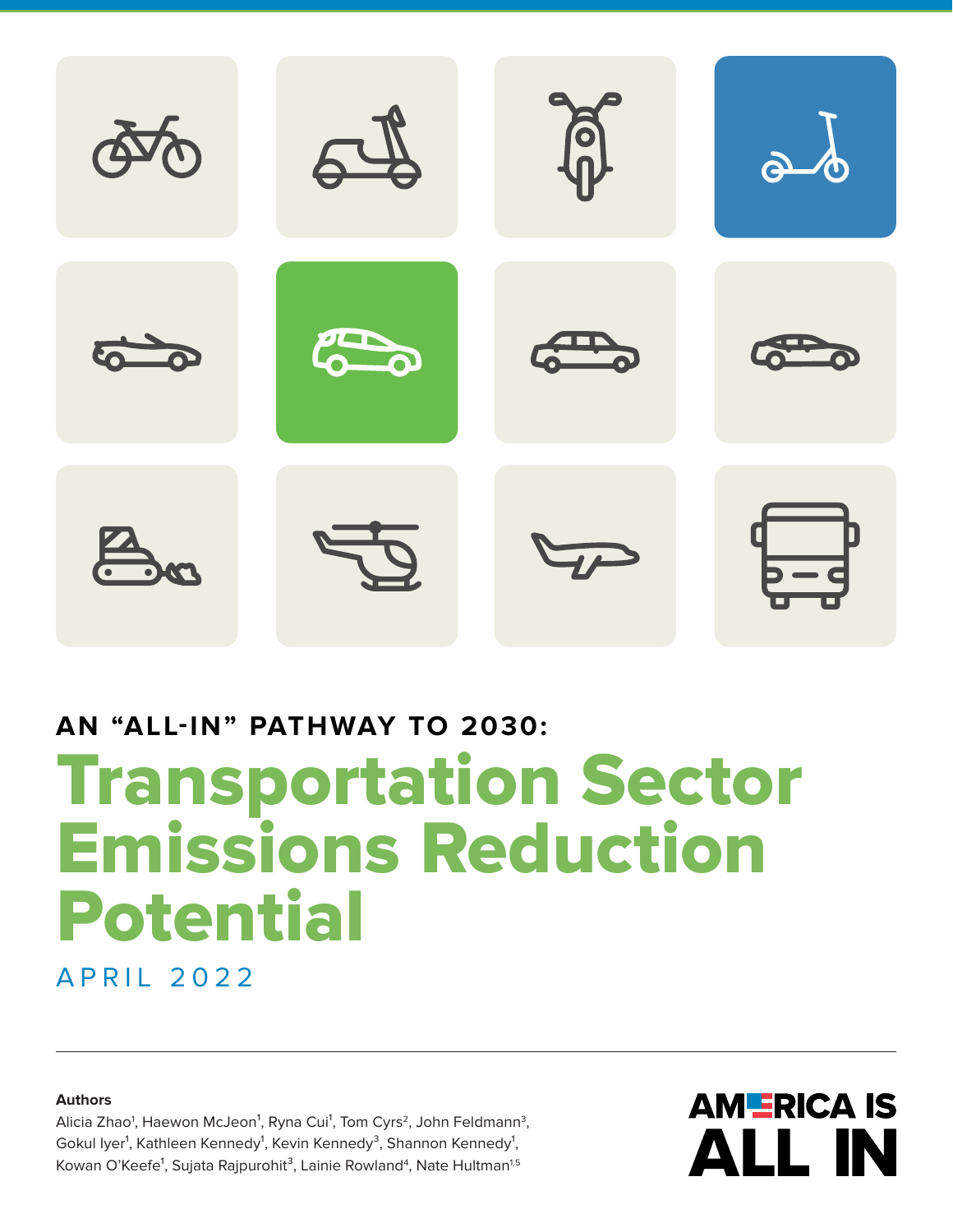AN “ALL-IN” PATHWAY TO 2030:

# Transportation Sector Emissions Reduction Potential

APRIL 2022

**Authors**

Alicia Zhao[1], Haewon McJeon[1], Ryna Cui[1], Tom Cyrs[2], John Feldmann[3], Gokul Iyer[1], Kathleen Kennedy[1], Kevin Kennedy[3], Shannon Kennedy[1], Kowan O’Keefe[1], Sujata Rajpurohit[3], Lainie Rowland[4], Nate Hultman[1,5]

AMERICA IS ALL IN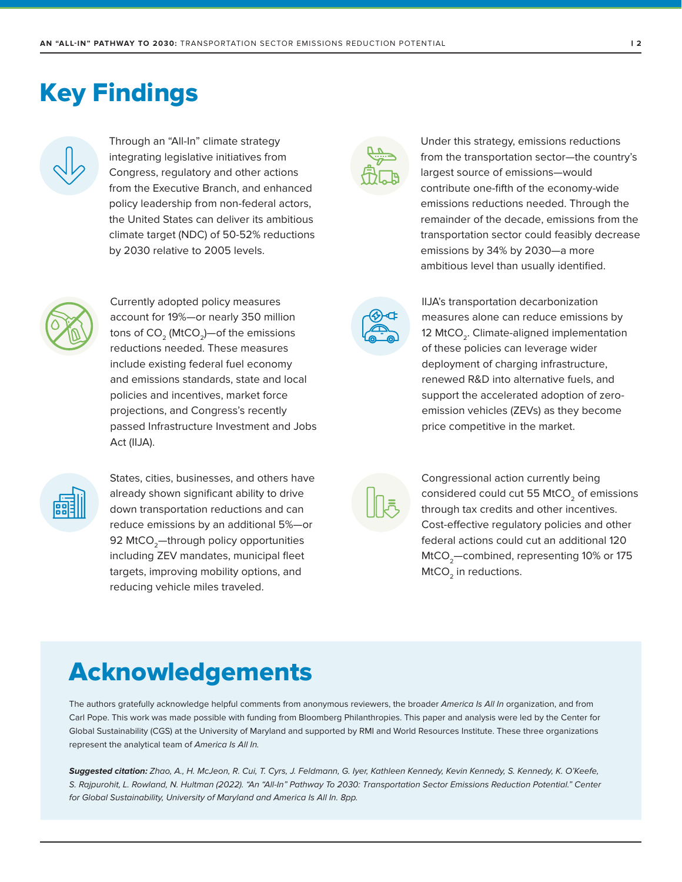# Key Findings

Through an "All-In" climate strategy integrating legislative initiatives from Congress, regulatory and other actions from the Executive Branch, and enhanced policy leadership from non-federal actors, the United States can deliver its ambitious climate target (NDC) of 50-52% reductions by 2030 relative to 2005 levels.

Under this strategy, emissions reductions from the transportation sector—the country's largest source of emissions—would contribute one-fifth of the economy-wide emissions reductions needed. Through the remainder of the decade, emissions from the transportation sector could feasibly decrease emissions by 34% by 2030—a more ambitious level than usually identified.

Currently adopted policy measures account for 19%—or nearly 350 million tons of $CO_2$ ($MtCO_2$)—of the emissions reductions needed. These measures include existing federal fuel economy and emissions standards, state and local policies and incentives, market force projections, and Congress's recently passed Infrastructure Investment and Jobs Act (IIJA).

IIJA's transportation decarbonization measures alone can reduce emissions by 12 $MtCO_2$. Climate-aligned implementation of these policies can leverage wider deployment of charging infrastructure, renewed R&D into alternative fuels, and support the accelerated adoption of zero-emission vehicles (ZEVs) as they become price competitive in the market.

States, cities, businesses, and others have already shown significant ability to drive down transportation reductions and can reduce emissions by an additional 5%—or 92 $MtCO_2$—through policy opportunities including ZEV mandates, municipal fleet targets, improving mobility options, and reducing vehicle miles traveled.

Congressional action currently being considered could cut 55 $MtCO_2$ of emissions through tax credits and other incentives. Cost-effective regulatory policies and other federal actions could cut an additional 120 $MtCO_2$—combined, representing 10% or 175 $MtCO_2$ in reductions.

# Acknowledgements

The authors gratefully acknowledge helpful comments from anonymous reviewers, the broader *America Is All In* organization, and from Carl Pope. This work was made possible with funding from Bloomberg Philanthropies. This paper and analysis were led by the Center for Global Sustainability (CGS) at the University of Maryland and supported by RMI and World Resources Institute. These three organizations represent the analytical team of *America Is All In.*

***Suggested citation:*** *Zhao, A., H. McJeon, R. Cui, T. Cyrs, J. Feldmann, G. Iyer, Kathleen Kennedy, Kevin Kennedy, S. Kennedy, K. O'Keefe, S. Rajpurohit, L. Rowland, N. Hultman (2022). "An "All-In" Pathway To 2030: Transportation Sector Emissions Reduction Potential." Center for Global Sustainability, University of Maryland and America Is All In. 8pp.*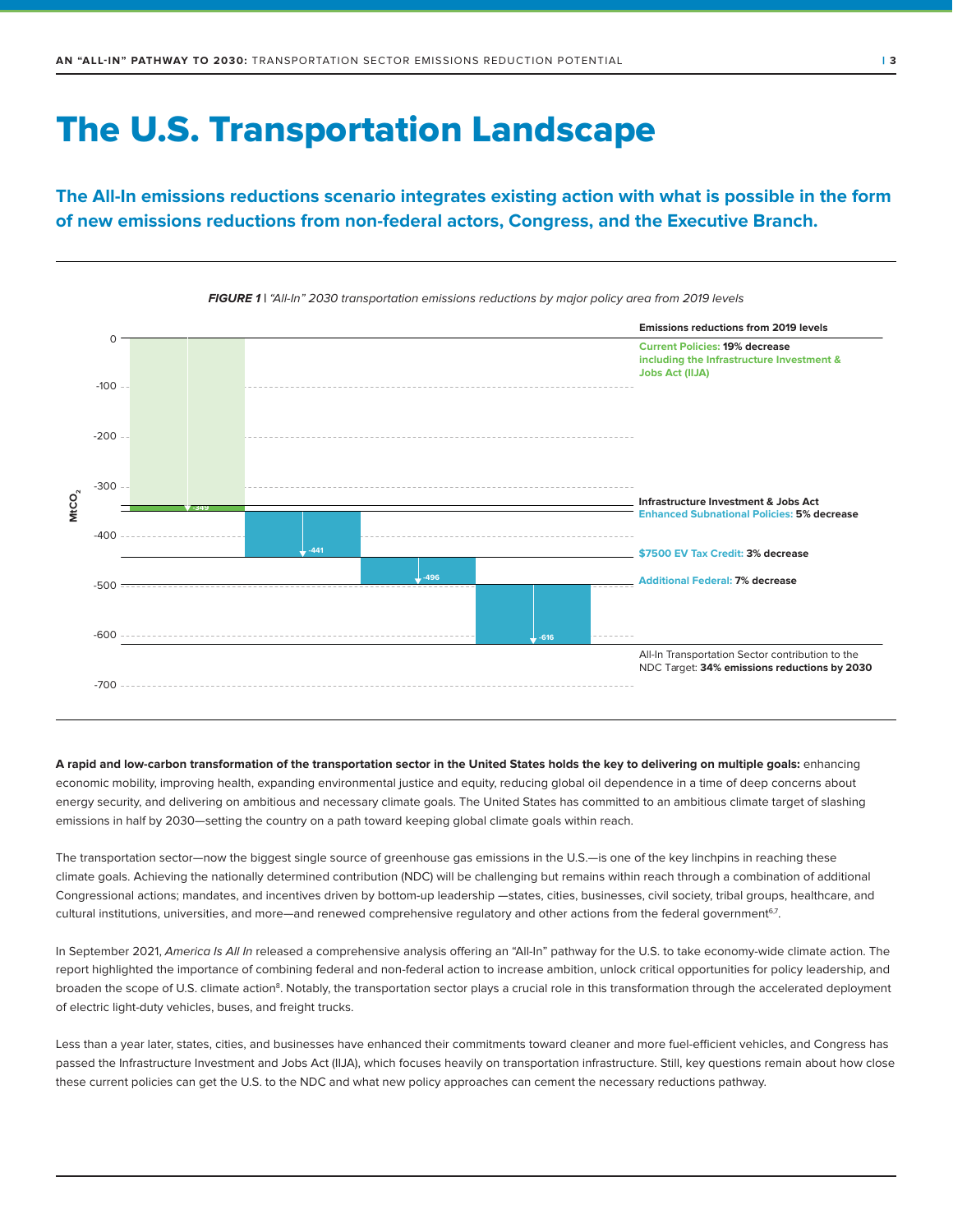# The U.S. Transportation Landscape

**The All-In emissions reductions scenario integrates existing action with what is possible in the form of new emissions reductions from non-federal actors, Congress, and the Executive Branch.**

***FIGURE 1*** | *"All-In" 2030 transportation emissions reductions by major policy area from 2019 levels*

**Emissions reductions from 2019 levels**

**Current Policies: 19% decrease including the Infrastructure Investment & Jobs Act (IIJA)**

**Infrastructure Investment & Jobs Act**

**Enhanced Subnational Policies: 5% decrease**

**$7500 EV Tax Credit: 3% decrease**

**Additional Federal: 7% decrease**

All-In Transportation Sector contribution to the NDC Target: **34% emissions reductions by 2030**

| Policy area | Cumulative reduction ($MtCO_2$) |
|---|---|
| Current Policies (incl. IIJA) | -349 |
| Enhanced Subnational Policies | -441 |
| $7500 EV Tax Credit | -496 |
| Additional Federal | -616 |

**A rapid and low-carbon transformation of the transportation sector in the United States holds the key to delivering on multiple goals:** enhancing economic mobility, improving health, expanding environmental justice and equity, reducing global oil dependence in a time of deep concerns about energy security, and delivering on ambitious and necessary climate goals. The United States has committed to an ambitious climate target of slashing emissions in half by 2030—setting the country on a path toward keeping global climate goals within reach.

The transportation sector—now the biggest single source of greenhouse gas emissions in the U.S.—is one of the key linchpins in reaching these climate goals. Achieving the nationally determined contribution (NDC) will be challenging but remains within reach through a combination of additional Congressional actions; mandates, and incentives driven by bottom-up leadership —states, cities, businesses, civil society, tribal groups, healthcare, and cultural institutions, universities, and more—and renewed comprehensive regulatory and other actions from the federal government[6,7].

In September 2021, *America Is All In* released a comprehensive analysis offering an "All-In" pathway for the U.S. to take economy-wide climate action. The report highlighted the importance of combining federal and non-federal action to increase ambition, unlock critical opportunities for policy leadership, and broaden the scope of U.S. climate action[8]. Notably, the transportation sector plays a crucial role in this transformation through the accelerated deployment of electric light-duty vehicles, buses, and freight trucks.

Less than a year later, states, cities, and businesses have enhanced their commitments toward cleaner and more fuel-efficient vehicles, and Congress has passed the Infrastructure Investment and Jobs Act (IIJA), which focuses heavily on transportation infrastructure. Still, key questions remain about how close these current policies can get the U.S. to the NDC and what new policy approaches can cement the necessary reductions pathway.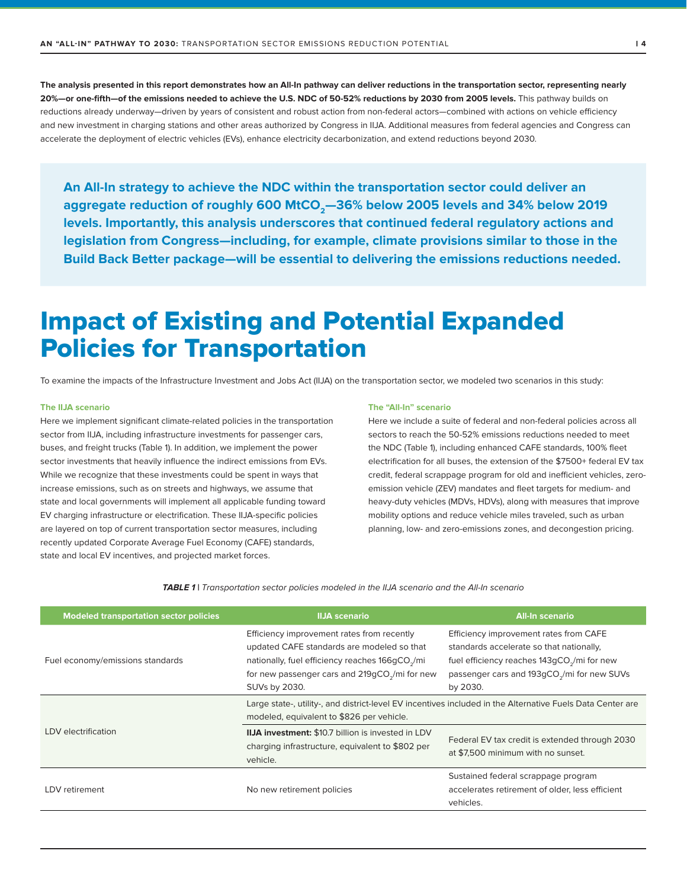**The analysis presented in this report demonstrates how an All-In pathway can deliver reductions in the transportation sector, representing nearly 20%—or one-fifth—of the emissions needed to achieve the U.S. NDC of 50-52% reductions by 2030 from 2005 levels.** This pathway builds on reductions already underway—driven by years of consistent and robust action from non-federal actors—combined with actions on vehicle efficiency and new investment in charging stations and other areas authorized by Congress in IIJA. Additional measures from federal agencies and Congress can accelerate the deployment of electric vehicles (EVs), enhance electricity decarbonization, and extend reductions beyond 2030.

**An All-In strategy to achieve the NDC within the transportation sector could deliver an aggregate reduction of roughly 600 $MtCO_2$—36% below 2005 levels and 34% below 2019 levels. Importantly, this analysis underscores that continued federal regulatory actions and legislation from Congress—including, for example, climate provisions similar to those in the Build Back Better package—will be essential to delivering the emissions reductions needed.**

# Impact of Existing and Potential Expanded Policies for Transportation

To examine the impacts of the Infrastructure Investment and Jobs Act (IIJA) on the transportation sector, we modeled two scenarios in this study:

#### The IIJA scenario

Here we implement significant climate-related policies in the transportation sector from IIJA, including infrastructure investments for passenger cars, buses, and freight trucks (Table 1). In addition, we implement the power sector investments that heavily influence the indirect emissions from EVs. While we recognize that these investments could be spent in ways that increase emissions, such as on streets and highways, we assume that state and local governments will implement all applicable funding toward EV charging infrastructure or electrification. These IIJA-specific policies are layered on top of current transportation sector measures, including recently updated Corporate Average Fuel Economy (CAFE) standards, state and local EV incentives, and projected market forces.

#### The "All-In" scenario

Here we include a suite of federal and non-federal policies across all sectors to reach the 50-52% emissions reductions needed to meet the NDC (Table 1), including enhanced CAFE standards, 100% fleet electrification for all buses, the extension of the $7500+ federal EV tax credit, federal scrappage program for old and inefficient vehicles, zero-emission vehicle (ZEV) mandates and fleet targets for medium- and heavy-duty vehicles (MDVs, HDVs), along with measures that improve mobility options and reduce vehicle miles traveled, such as urban planning, low- and zero-emissions zones, and decongestion pricing.

***TABLE 1*** | *Transportation sector policies modeled in the IIJA scenario and the All-In scenario*

| Modeled transportation sector policies | IIJA scenario | All-In scenario |
|---|---|---|
| Fuel economy/emissions standards | Efficiency improvement rates from recently updated CAFE standards are modeled so that nationally, fuel efficiency reaches 166g$CO_2$/mi for new passenger cars and 219g$CO_2$/mi for new SUVs by 2030. | Efficiency improvement rates from CAFE standards accelerate so that nationally, fuel efficiency reaches 143g$CO_2$/mi for new passenger cars and 193g$CO_2$/mi for new SUVs by 2030. |
| LDV electrification | Large state-, utility-, and district-level EV incentives included in the Alternative Fuels Data Center are modeled, equivalent to $826 per vehicle. | |
| | **IIJA investment:** $10.7 billion is invested in LDV charging infrastructure, equivalent to $802 per vehicle. | Federal EV tax credit is extended through 2030 at $7,500 minimum with no sunset. |
| LDV retirement | No new retirement policies | Sustained federal scrappage program accelerates retirement of older, less efficient vehicles. |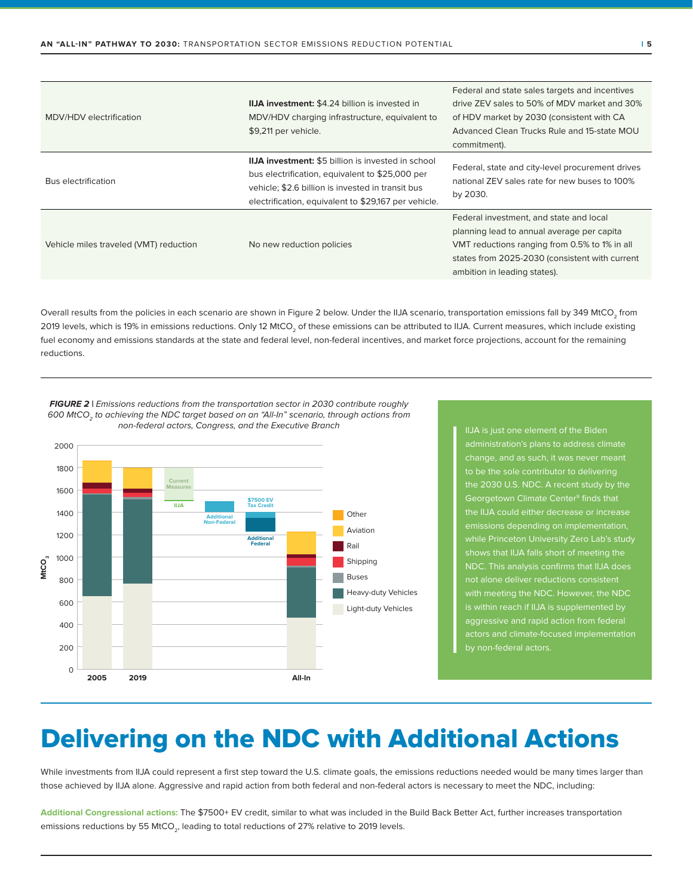| | | |
|---|---|---|
| MDV/HDV electrification | **IIJA investment:** $4.24 billion is invested in MDV/HDV charging infrastructure, equivalent to $9,211 per vehicle. | Federal and state sales targets and incentives drive ZEV sales to 50% of MDV market and 30% of HDV market by 2030 (consistent with CA Advanced Clean Trucks Rule and 15-state MOU commitment). |
| Bus electrification | **IIJA investment:** $5 billion is invested in school bus electrification, equivalent to $25,000 per vehicle; $2.6 billion is invested in transit bus electrification, equivalent to $29,167 per vehicle. | Federal, state and city-level procurement drives national ZEV sales rate for new buses to 100% by 2030. |
| Vehicle miles traveled (VMT) reduction | No new reduction policies | Federal investment, and state and local planning lead to annual average per capita VMT reductions ranging from 0.5% to 1% in all states from 2025-2030 (consistent with current ambition in leading states). |

Overall results from the policies in each scenario are shown in Figure 2 below. Under the IIJA scenario, transportation emissions fall by 349 $MtCO_2$ from 2019 levels, which is 19% in emissions reductions. Only 12 $MtCO_2$ of these emissions can be attributed to IIJA. Current measures, which include existing fuel economy and emissions standards at the state and federal level, non-federal incentives, and market force projections, account for the remaining reductions.

***FIGURE 2** | Emissions reductions from the transportation sector in 2030 contribute roughly 600 $MtCO_2$ to achieving the NDC target based on an "All-In" scenario, through actions from non-federal actors, Congress, and the Executive Branch*

> IIJA is just one element of the Biden administration's plans to address climate change, and as such, it was never meant to be the sole contributor to delivering the 2030 U.S. NDC. A recent study by the Georgetown Climate Center[9] finds that the IIJA could either decrease or increase emissions depending on implementation, while Princeton University Zero Lab's study shows that IIJA falls short of meeting the NDC. This analysis confirms that IIJA does not alone deliver reductions consistent with meeting the NDC. However, the NDC is within reach if IIJA is supplemented by aggressive and rapid action from federal actors and climate-focused implementation by non-federal actors.

# Delivering on the NDC with Additional Actions

While investments from IIJA could represent a first step toward the U.S. climate goals, the emissions reductions needed would be many times larger than those achieved by IIJA alone. Aggressive and rapid action from both federal and non-federal actors is necessary to meet the NDC, including:

**Additional Congressional actions:** The $7500+ EV credit, similar to what was included in the Build Back Better Act, further increases transportation emissions reductions by 55 $MtCO_2$, leading to total reductions of 27% relative to 2019 levels.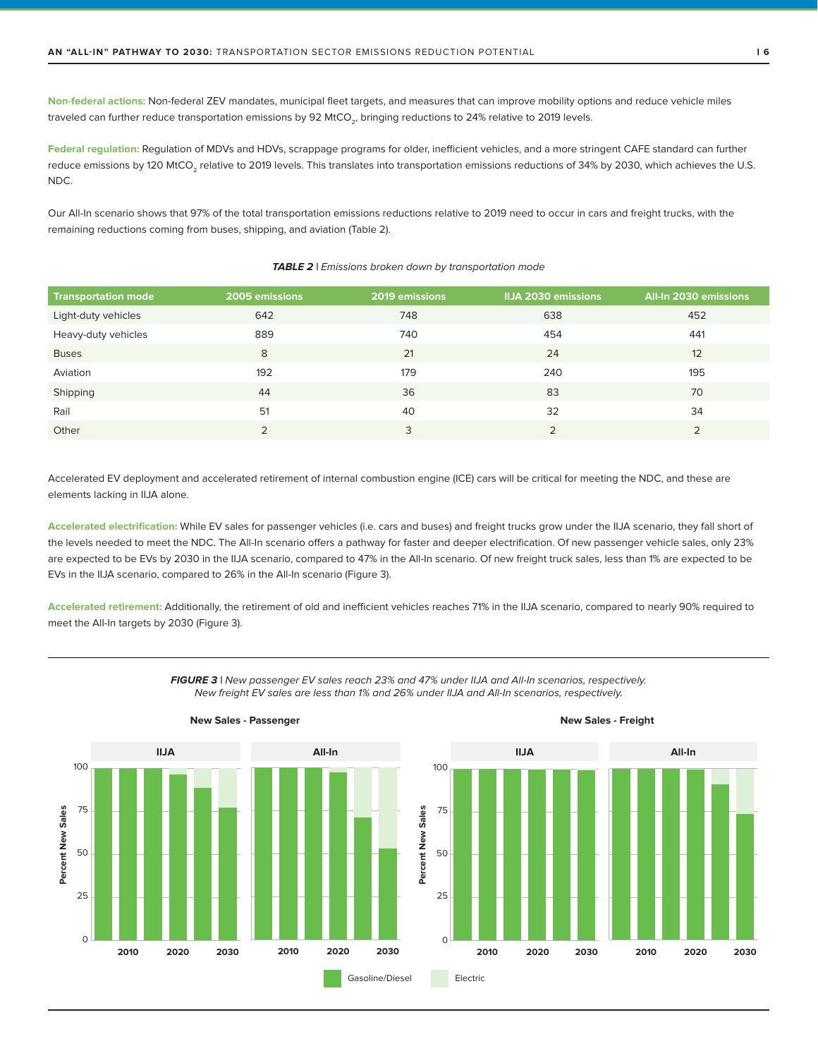**Non-federal actions:** Non-federal ZEV mandates, municipal fleet targets, and measures that can improve mobility options and reduce vehicle miles traveled can further reduce transportation emissions by 92 $MtCO_2$, bringing reductions to 24% relative to 2019 levels.

**Federal regulation:** Regulation of MDVs and HDVs, scrappage programs for older, inefficient vehicles, and a more stringent CAFE standard can further reduce emissions by 120 $MtCO_2$ relative to 2019 levels. This translates into transportation emissions reductions of 34% by 2030, which achieves the U.S. NDC.

Our All-In scenario shows that 97% of the total transportation emissions reductions relative to 2019 need to occur in cars and freight trucks, with the remaining reductions coming from buses, shipping, and aviation (Table 2).

***TABLE 2** | Emissions broken down by transportation mode*

| Transportation mode | 2005 emissions | 2019 emissions | IIJA 2030 emissions | All-In 2030 emissions |
|---|---|---|---|---|
| Light-duty vehicles | 642 | 748 | 638 | 452 |
| Heavy-duty vehicles | 889 | 740 | 454 | 441 |
| Buses | 8 | 21 | 24 | 12 |
| Aviation | 192 | 179 | 240 | 195 |
| Shipping | 44 | 36 | 83 | 70 |
| Rail | 51 | 40 | 32 | 34 |
| Other | 2 | 3 | 2 | 2 |

Accelerated EV deployment and accelerated retirement of internal combustion engine (ICE) cars will be critical for meeting the NDC, and these are elements lacking in IIJA alone.

**Accelerated electrification:** While EV sales for passenger vehicles (i.e. cars and buses) and freight trucks grow under the IIJA scenario, they fall short of the levels needed to meet the NDC. The All-In scenario offers a pathway for faster and deeper electrification. Of new passenger vehicle sales, only 23% are expected to be EVs by 2030 in the IIJA scenario, compared to 47% in the All-In scenario. Of new freight truck sales, less than 1% are expected to be EVs in the IIJA scenario, compared to 26% in the All-In scenario (Figure 3).

**Accelerated retirement:** Additionally, the retirement of old and inefficient vehicles reaches 71% in the IIJA scenario, compared to nearly 90% required to meet the All-In targets by 2030 (Figure 3).

***FIGURE 3** | New passenger EV sales reach 23% and 47% under IIJA and All-In scenarios, respectively. New freight EV sales are less than 1% and 26% under IIJA and All-In scenarios, respectively.*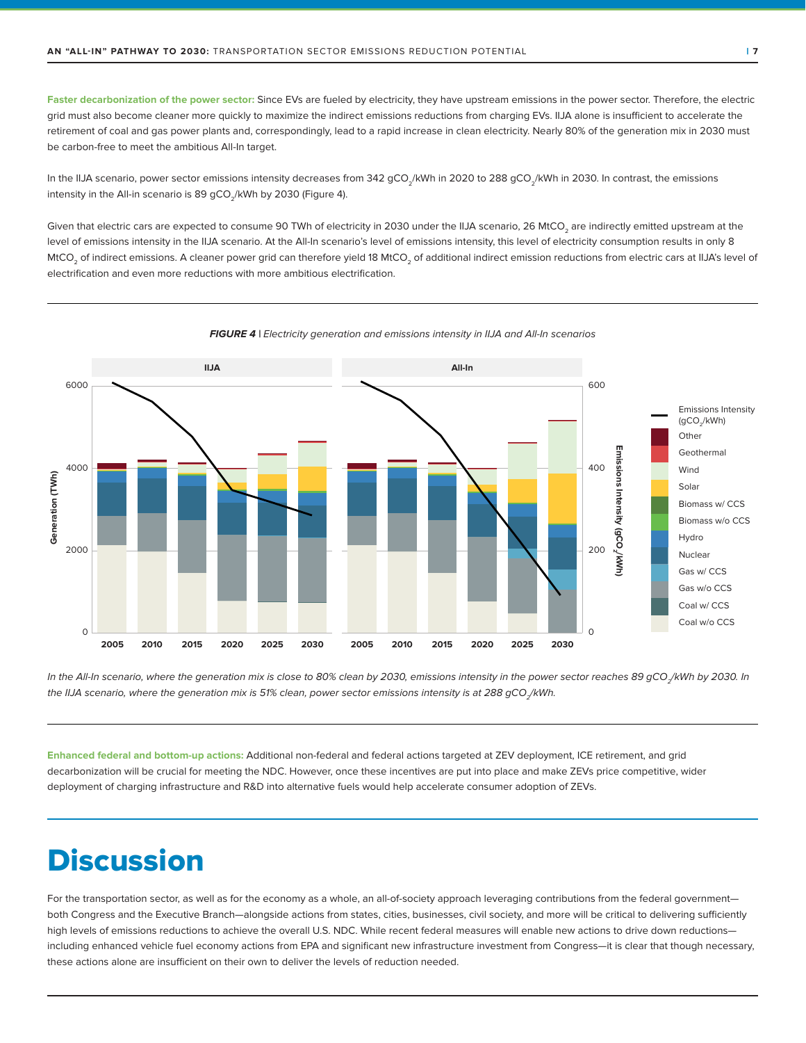**Faster decarbonization of the power sector:** Since EVs are fueled by electricity, they have upstream emissions in the power sector. Therefore, the electric grid must also become cleaner more quickly to maximize the indirect emissions reductions from charging EVs. IIJA alone is insufficient to accelerate the retirement of coal and gas power plants and, correspondingly, lead to a rapid increase in clean electricity. Nearly 80% of the generation mix in 2030 must be carbon-free to meet the ambitious All-In target.

In the IIJA scenario, power sector emissions intensity decreases from 342 $gCO_2$/kWh in 2020 to 288 $gCO_2$/kWh in 2030. In contrast, the emissions intensity in the All-in scenario is 89 $gCO_2$/kWh by 2030 (Figure 4).

Given that electric cars are expected to consume 90 TWh of electricity in 2030 under the IIJA scenario, 26 $MtCO_2$ are indirectly emitted upstream at the level of emissions intensity in the IIJA scenario. At the All-In scenario's level of emissions intensity, this level of electricity consumption results in only 8 $MtCO_2$ of indirect emissions. A cleaner power grid can therefore yield 18 $MtCO_2$ of additional indirect emission reductions from electric cars at IIJA's level of electrification and even more reductions with more ambitious electrification.

***FIGURE 4*** *| Electricity generation and emissions intensity in IIJA and All-In scenarios*

*In the All-In scenario, where the generation mix is close to 80% clean by 2030, emissions intensity in the power sector reaches 89 $gCO_2$/kWh by 2030. In the IIJA scenario, where the generation mix is 51% clean, power sector emissions intensity is at 288 $gCO_2$/kWh.*

**Enhanced federal and bottom-up actions:** Additional non-federal and federal actions targeted at ZEV deployment, ICE retirement, and grid decarbonization will be crucial for meeting the NDC. However, once these incentives are put into place and make ZEVs price competitive, wider deployment of charging infrastructure and R&D into alternative fuels would help accelerate consumer adoption of ZEVs.

# Discussion

For the transportation sector, as well as for the economy as a whole, an all-of-society approach leveraging contributions from the federal government—both Congress and the Executive Branch—alongside actions from states, cities, businesses, civil society, and more will be critical to delivering sufficiently high levels of emissions reductions to achieve the overall U.S. NDC. While recent federal measures will enable new actions to drive down reductions—including enhanced vehicle fuel economy actions from EPA and significant new infrastructure investment from Congress—it is clear that though necessary, these actions alone are insufficient on their own to deliver the levels of reduction needed.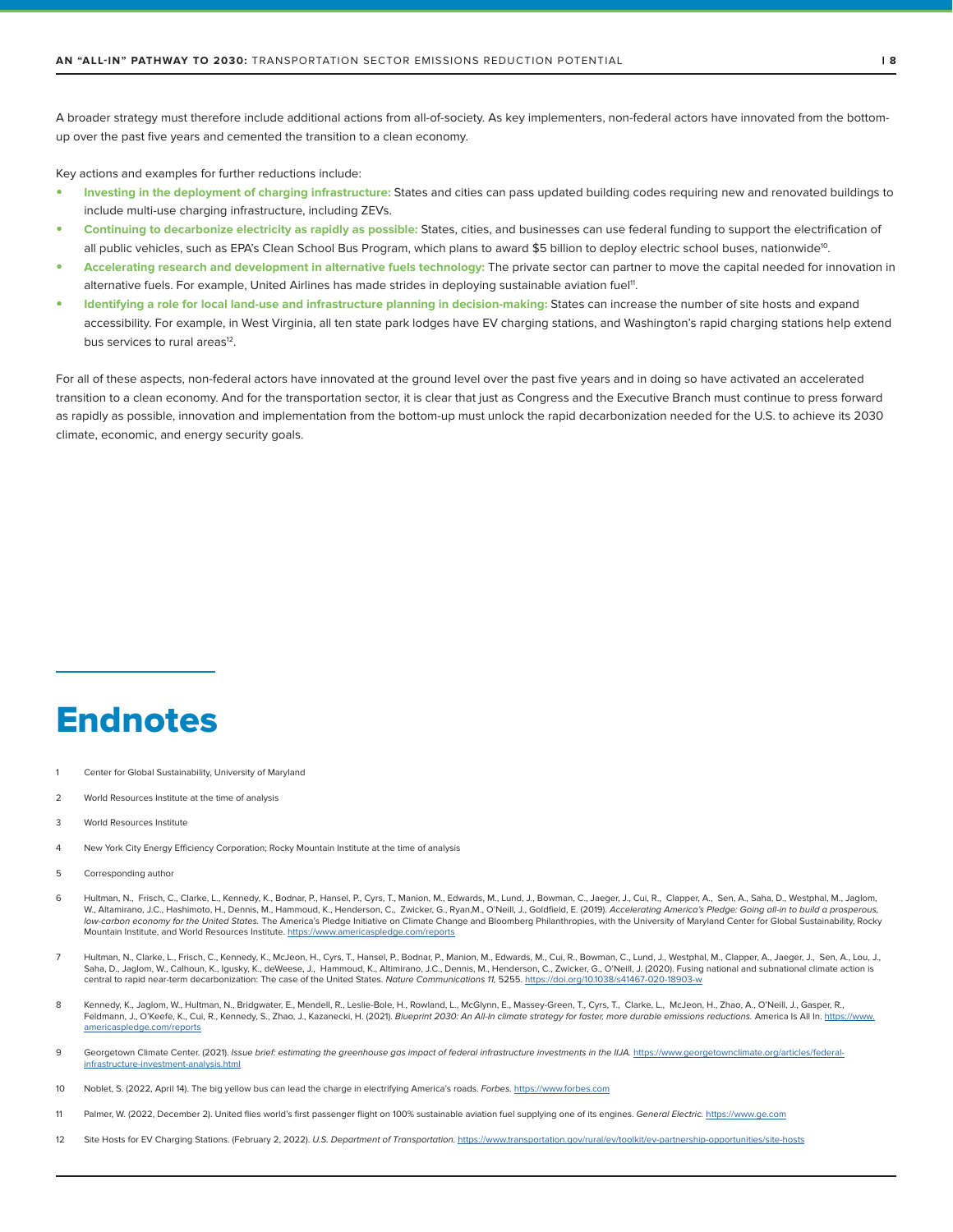A broader strategy must therefore include additional actions from all-of-society. As key implementers, non-federal actors have innovated from the bottom-up over the past five years and cemented the transition to a clean economy.

Key actions and examples for further reductions include:

- **Investing in the deployment of charging infrastructure:** States and cities can pass updated building codes requiring new and renovated buildings to include multi-use charging infrastructure, including ZEVs.
- **Continuing to decarbonize electricity as rapidly as possible:** States, cities, and businesses can use federal funding to support the electrification of all public vehicles, such as EPA's Clean School Bus Program, which plans to award $5 billion to deploy electric school buses, nationwide[10].
- **Accelerating research and development in alternative fuels technology:** The private sector can partner to move the capital needed for innovation in alternative fuels. For example, United Airlines has made strides in deploying sustainable aviation fuel[11].
- **Identifying a role for local land-use and infrastructure planning in decision-making:** States can increase the number of site hosts and expand accessibility. For example, in West Virginia, all ten state park lodges have EV charging stations, and Washington's rapid charging stations help extend bus services to rural areas[12].

For all of these aspects, non-federal actors have innovated at the ground level over the past five years and in doing so have activated an accelerated transition to a clean economy. And for the transportation sector, it is clear that just as Congress and the Executive Branch must continue to press forward as rapidly as possible, innovation and implementation from the bottom-up must unlock the rapid decarbonization needed for the U.S. to achieve its 2030 climate, economic, and energy security goals.

# Endnotes

1. Center for Global Sustainability, University of Maryland
2. World Resources Institute at the time of analysis
3. World Resources Institute
4. New York City Energy Efficiency Corporation; Rocky Mountain Institute at the time of analysis
5. Corresponding author
6. Hultman, N., Frisch, C., Clarke, L., Kennedy, K., Bodnar, P., Hansel, P., Cyrs, T., Manion, M., Edwards, M., Lund, J., Bowman, C., Jaeger, J., Cui, R., Clapper, A., Sen, A., Saha, D., Westphal, M., Jaglom, W., Altamirano, J.C., Hashimoto, H., Dennis, M., Hammoud, K., Henderson, C., Zwicker, G., Ryan,M., O'Neill, J., Goldfield, E. (2019). *Accelerating America's Pledge: Going all-in to build a prosperous, low-carbon economy for the United States.* The America's Pledge Initiative on Climate Change and Bloomberg Philanthropies, with the University of Maryland Center for Global Sustainability, Rocky Mountain Institute, and World Resources Institute. https://www.americaspledge.com/reports
7. Hultman, N., Clarke, L., Frisch, C., Kennedy, K., McJeon, H., Cyrs, T., Hansel, P., Bodnar, P., Manion, M., Edwards, M., Cui, R., Bowman, C., Lund, J., Westphal, M., Clapper, A., Jaeger, J., Sen, A., Lou, J., Saha, D., Jaglom, W., Calhoun, K., Igusky, K., deWeese, J., Hammoud, K., Altimirano, J.C., Dennis, M., Henderson, C., Zwicker, G., O'Neill, J. (2020). Fusing national and subnational climate action is central to rapid near-term decarbonization: The case of the United States. *Nature Communications 11,* 5255. https://doi.org/10.1038/s41467-020-18903-w
8. Kennedy, K., Jaglom, W., Hultman, N., Bridgwater, E., Mendell, R., Leslie-Bole, H., Rowland, L., McGlynn, E., Massey-Green, T., Cyrs, T., Clarke, L., McJeon, H., Zhao, A., O'Neill, J., Gasper, R., Feldmann, J., O'Keefe, K., Cui, R., Kennedy, S., Zhao, J., Kazanecki, H. (2021). *Blueprint 2030: An All-In climate strategy for faster, more durable emissions reductions.* America Is All In. https://www.americaspledge.com/reports
9. Georgetown Climate Center. (2021). *Issue brief: estimating the greenhouse gas impact of federal infrastructure investments in the IIJA.* https://www.georgetownclimate.org/articles/federal-infrastructure-investment-analysis.html
10. Noblet, S. (2022, April 14). The big yellow bus can lead the charge in electrifying America's roads. *Forbes.* https://www.forbes.com
11. Palmer, W. (2022, December 2). United flies world's first passenger flight on 100% sustainable aviation fuel supplying one of its engines. *General Electric.* https://www.ge.com
12. Site Hosts for EV Charging Stations. (February 2, 2022). *U.S. Department of Transportation.* https://www.transportation.gov/rural/ev/toolkit/ev-partnership-opportunities/site-hosts